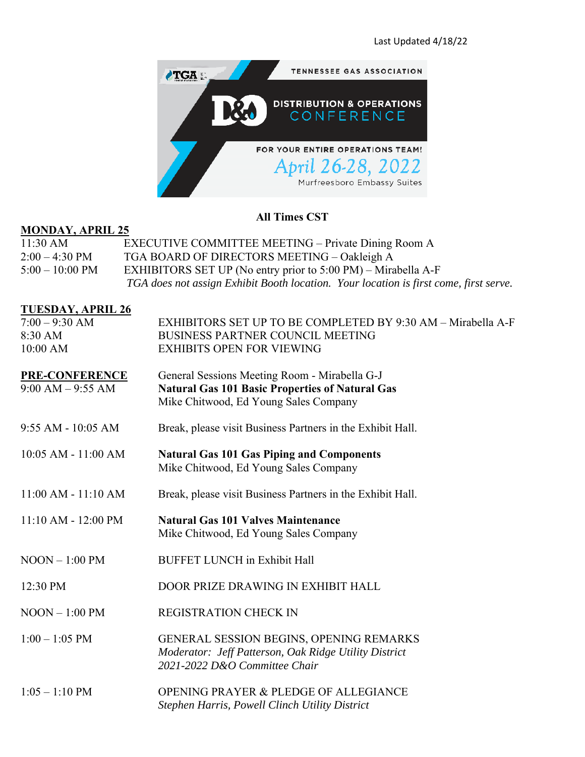Last Updated 4/18/22

TENNESSEE GAS ASSOCIATION

**DISTRIBUTION & OPERATIONS CONFERENCE**

FOR YOUR ENTIRE OPERATIONS TEAM!

*April 26-28, 2022*

Murfreesboro Embassy Suites

**All Times CST**

**MONDAY, APRIL 25**

| | |
|---|---|
| 11:30 AM | EXECUTIVE COMMITTEE MEETING – Private Dining Room A |
| 2:00 – 4:30 PM | TGA BOARD OF DIRECTORS MEETING – Oakleigh A |
| 5:00 – 10:00 PM | EXHIBITORS SET UP (No entry prior to 5:00 PM) – Mirabella A-F |
| | *TGA does not assign Exhibit Booth location. Your location is first come, first serve.* |

**TUESDAY, APRIL 26**

| | |
|---|---|
| 7:00 – 9:30 AM | EXHIBITORS SET UP TO BE COMPLETED BY 9:30 AM – Mirabella A-F |
| 8:30 AM | BUSINESS PARTNER COUNCIL MEETING |
| 10:00 AM | EXHIBITS OPEN FOR VIEWING |

**PRE-CONFERENCE** General Sessions Meeting Room - Mirabella G-J

| | |
|---|---|
| 9:00 AM – 9:55 AM | **Natural Gas 101 Basic Properties of Natural Gas**<br>Mike Chitwood, Ed Young Sales Company |
| 9:55 AM - 10:05 AM | Break, please visit Business Partners in the Exhibit Hall. |
| 10:05 AM - 11:00 AM | **Natural Gas 101 Gas Piping and Components**<br>Mike Chitwood, Ed Young Sales Company |
| 11:00 AM - 11:10 AM | Break, please visit Business Partners in the Exhibit Hall. |
| 11:10 AM - 12:00 PM | **Natural Gas 101 Valves Maintenance**<br>Mike Chitwood, Ed Young Sales Company |
| NOON – 1:00 PM | BUFFET LUNCH in Exhibit Hall |
| 12:30 PM | DOOR PRIZE DRAWING IN EXHIBIT HALL |
| NOON – 1:00 PM | REGISTRATION CHECK IN |
| 1:00 – 1:05 PM | GENERAL SESSION BEGINS, OPENING REMARKS<br>*Moderator: Jeff Patterson, Oak Ridge Utility District*<br>*2021-2022 D&O Committee Chair* |
| 1:05 – 1:10 PM | OPENING PRAYER & PLEDGE OF ALLEGIANCE<br>*Stephen Harris, Powell Clinch Utility District* |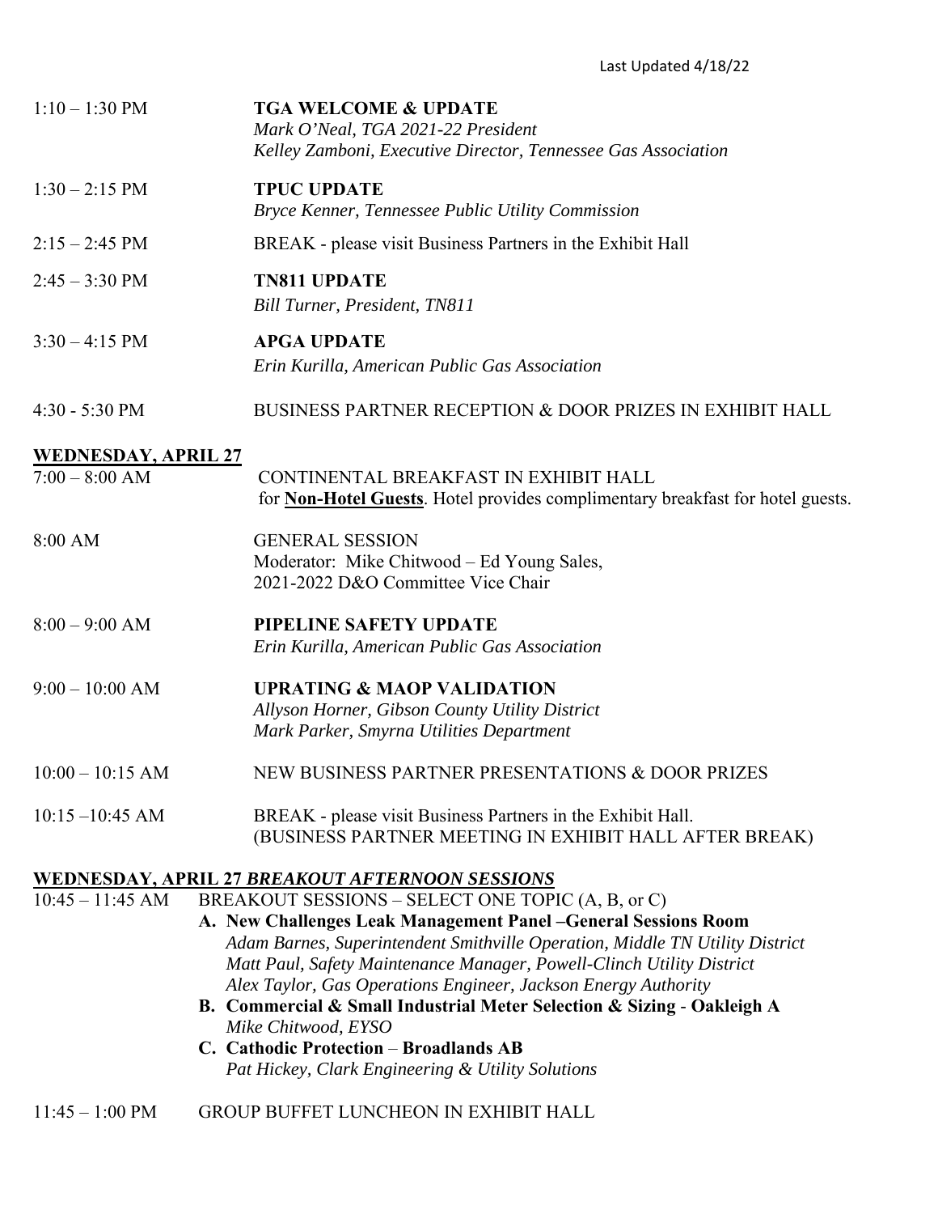Last Updated 4/18/22

1:10 – 1:30 PM **TGA WELCOME & UPDATE**
*Mark O'Neal, TGA 2021-22 President*
*Kelley Zamboni, Executive Director, Tennessee Gas Association*

1:30 – 2:15 PM **TPUC UPDATE**
*Bryce Kenner, Tennessee Public Utility Commission*

2:15 – 2:45 PM BREAK - please visit Business Partners in the Exhibit Hall

2:45 – 3:30 PM **TN811 UPDATE**
*Bill Turner, President, TN811*

3:30 – 4:15 PM **APGA UPDATE**
*Erin Kurilla, American Public Gas Association*

4:30 - 5:30 PM BUSINESS PARTNER RECEPTION & DOOR PRIZES IN EXHIBIT HALL

**WEDNESDAY, APRIL 27**

7:00 – 8:00 AM CONTINENTAL BREAKFAST IN EXHIBIT HALL
for **Non-Hotel Guests**. Hotel provides complimentary breakfast for hotel guests.

8:00 AM GENERAL SESSION
Moderator: Mike Chitwood – Ed Young Sales,
2021-2022 D&O Committee Vice Chair

8:00 – 9:00 AM **PIPELINE SAFETY UPDATE**
*Erin Kurilla, American Public Gas Association*

9:00 – 10:00 AM **UPRATING & MAOP VALIDATION**
*Allyson Horner, Gibson County Utility District*
*Mark Parker, Smyrna Utilities Department*

10:00 – 10:15 AM NEW BUSINESS PARTNER PRESENTATIONS & DOOR PRIZES

10:15 –10:45 AM BREAK - please visit Business Partners in the Exhibit Hall.
(BUSINESS PARTNER MEETING IN EXHIBIT HALL AFTER BREAK)

**WEDNESDAY, APRIL 27 *BREAKOUT AFTERNOON SESSIONS***

10:45 – 11:45 AM BREAKOUT SESSIONS – SELECT ONE TOPIC (A, B, or C)

**A. New Challenges Leak Management Panel –General Sessions Room**
*Adam Barnes, Superintendent Smithville Operation, Middle TN Utility District*
*Matt Paul, Safety Maintenance Manager, Powell-Clinch Utility District*
*Alex Taylor, Gas Operations Engineer, Jackson Energy Authority*

**B. Commercial & Small Industrial Meter Selection & Sizing - Oakleigh A**
*Mike Chitwood, EYSO*

**C. Cathodic Protection – Broadlands AB**
*Pat Hickey, Clark Engineering & Utility Solutions*

11:45 – 1:00 PM GROUP BUFFET LUNCHEON IN EXHIBIT HALL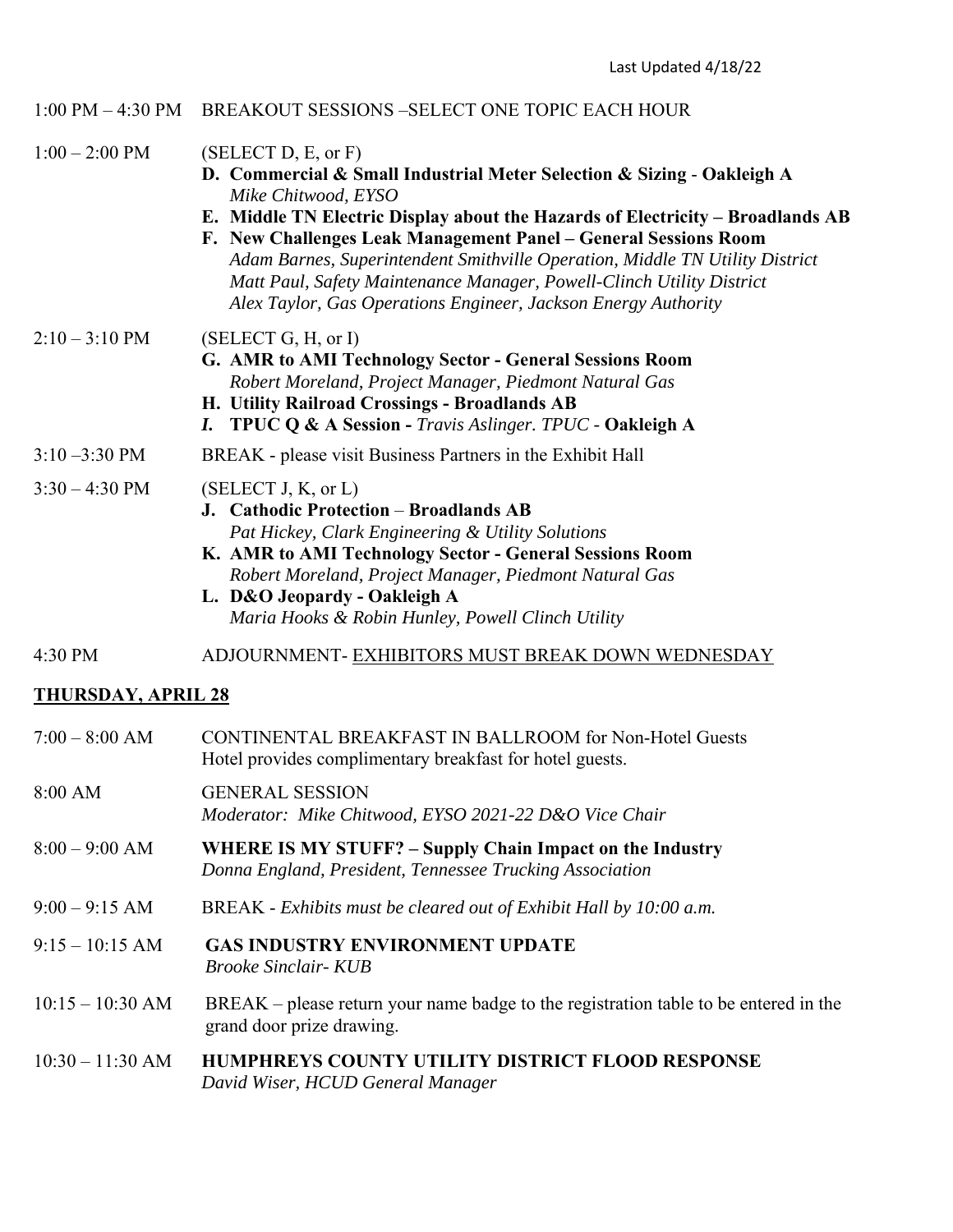Last Updated 4/18/22

1:00 PM – 4:30 PM BREAKOUT SESSIONS –SELECT ONE TOPIC EACH HOUR

1:00 – 2:00 PM (SELECT D, E, or F)

- **D. Commercial & Small Industrial Meter Selection & Sizing** - **Oakleigh A**
  *Mike Chitwood, EYSO*
- **E. Middle TN Electric Display about the Hazards of Electricity – Broadlands AB**
- **F. New Challenges Leak Management Panel – General Sessions Room**
  *Adam Barnes, Superintendent Smithville Operation, Middle TN Utility District*
  *Matt Paul, Safety Maintenance Manager, Powell-Clinch Utility District*
  *Alex Taylor, Gas Operations Engineer, Jackson Energy Authority*

2:10 – 3:10 PM (SELECT G, H, or I)

- **G. AMR to AMI Technology Sector - General Sessions Room**
  *Robert Moreland, Project Manager, Piedmont Natural Gas*
- **H. Utility Railroad Crossings - Broadlands AB**
- ***I.*** **TPUC Q & A Session -** *Travis Aslinger. TPUC* - **Oakleigh A**

3:10 –3:30 PM BREAK - please visit Business Partners in the Exhibit Hall

3:30 – 4:30 PM (SELECT J, K, or L)

- **J. Cathodic Protection** – **Broadlands AB**
  *Pat Hickey, Clark Engineering & Utility Solutions*
- **K. AMR to AMI Technology Sector - General Sessions Room**
  *Robert Moreland, Project Manager, Piedmont Natural Gas*
- **L. D&O Jeopardy - Oakleigh A**
  *Maria Hooks & Robin Hunley, Powell Clinch Utility*

4:30 PM ADJOURNMENT- <u>EXHIBITORS MUST BREAK DOWN WEDNESDAY</u>

## <u>THURSDAY, APRIL 28</u>

7:00 – 8:00 AM CONTINENTAL BREAKFAST IN BALLROOM for Non-Hotel Guests
Hotel provides complimentary breakfast for hotel guests.

8:00 AM GENERAL SESSION
*Moderator: Mike Chitwood, EYSO 2021-22 D&O Vice Chair*

8:00 – 9:00 AM **WHERE IS MY STUFF? – Supply Chain Impact on the Industry**
*Donna England, President, Tennessee Trucking Association*

9:00 – 9:15 AM BREAK - *Exhibits must be cleared out of Exhibit Hall by 10:00 a.m.*

9:15 – 10:15 AM **GAS INDUSTRY ENVIRONMENT UPDATE**
*Brooke Sinclair- KUB*

10:15 – 10:30 AM BREAK – please return your name badge to the registration table to be entered in the grand door prize drawing.

10:30 – 11:30 AM **HUMPHREYS COUNTY UTILITY DISTRICT FLOOD RESPONSE**
*David Wiser, HCUD General Manager*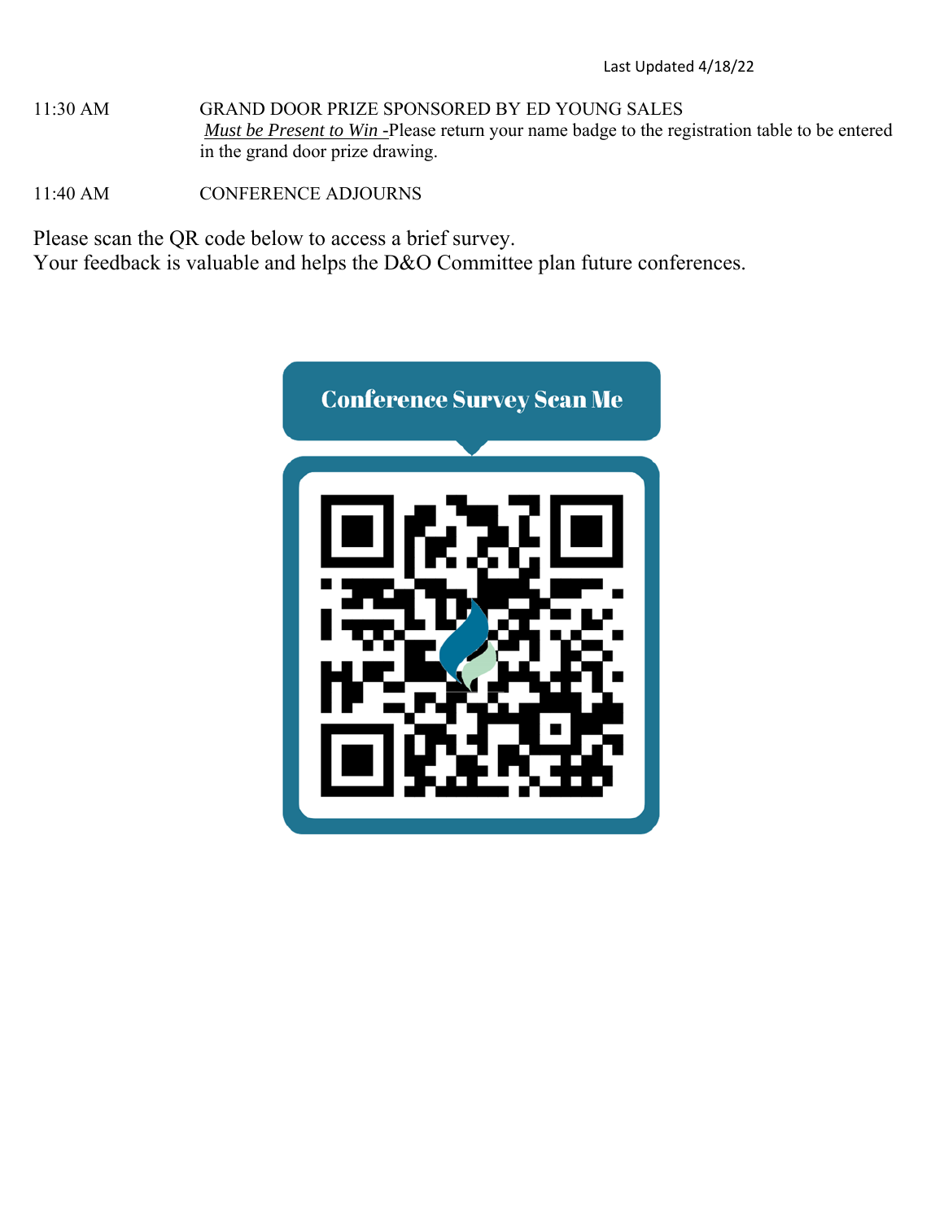Last Updated 4/18/22

11:30 AM GRAND DOOR PRIZE SPONSORED BY ED YOUNG SALES
*Must be Present to Win* -Please return your name badge to the registration table to be entered in the grand door prize drawing.

11:40 AM CONFERENCE ADJOURNS

Please scan the QR code below to access a brief survey.
Your feedback is valuable and helps the D&O Committee plan future conferences.

Conference Survey Scan Me